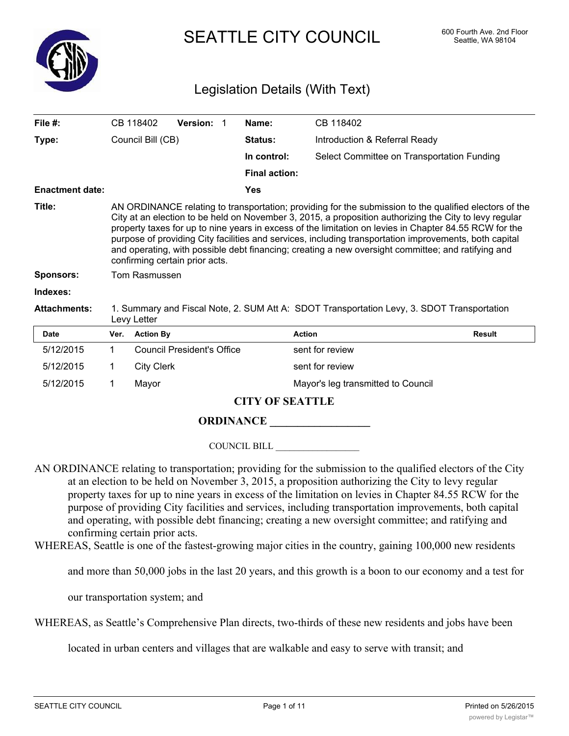# SEATTLE CITY COUNCIL

600 Fourth Ave. 2nd Floor
Seattle, WA 98104

## Legislation Details (With Text)

| | | | |
|---|---|---|---|
| **File #:** | CB 118402 **Version:** 1 | **Name:** | CB 118402 |
| **Type:** | Council Bill (CB) | **Status:** | Introduction & Referral Ready |
| | | **In control:** | Select Committee on Transportation Funding |
| | | **Final action:** | |
| **Enactment date:** | | **Yes** | |

**Title:** AN ORDINANCE relating to transportation; providing for the submission to the qualified electors of the City at an election to be held on November 3, 2015, a proposition authorizing the City to levy regular property taxes for up to nine years in excess of the limitation on levies in Chapter 84.55 RCW for the purpose of providing City facilities and services, including transportation improvements, both capital and operating, with possible debt financing; creating a new oversight committee; and ratifying and confirming certain prior acts.

**Sponsors:** Tom Rasmussen

**Indexes:**

**Attachments:** 1. Summary and Fiscal Note, 2. SUM Att A: SDOT Transportation Levy, 3. SDOT Transportation Levy Letter

| Date | Ver. | Action By | Action | Result |
|---|---|---|---|---|
| 5/12/2015 | 1 | Council President's Office | sent for review | |
| 5/12/2015 | 1 | City Clerk | sent for review | |
| 5/12/2015 | 1 | Mayor | Mayor's leg transmitted to Council | |

**CITY OF SEATTLE**

**ORDINANCE __________________**

COUNCIL BILL __________________

AN ORDINANCE relating to transportation; providing for the submission to the qualified electors of the City at an election to be held on November 3, 2015, a proposition authorizing the City to levy regular property taxes for up to nine years in excess of the limitation on levies in Chapter 84.55 RCW for the purpose of providing City facilities and services, including transportation improvements, both capital and operating, with possible debt financing; creating a new oversight committee; and ratifying and confirming certain prior acts.

WHEREAS, Seattle is one of the fastest-growing major cities in the country, gaining 100,000 new residents and more than 50,000 jobs in the last 20 years, and this growth is a boon to our economy and a test for our transportation system; and

WHEREAS, as Seattle's Comprehensive Plan directs, two-thirds of these new residents and jobs have been located in urban centers and villages that are walkable and easy to serve with transit; and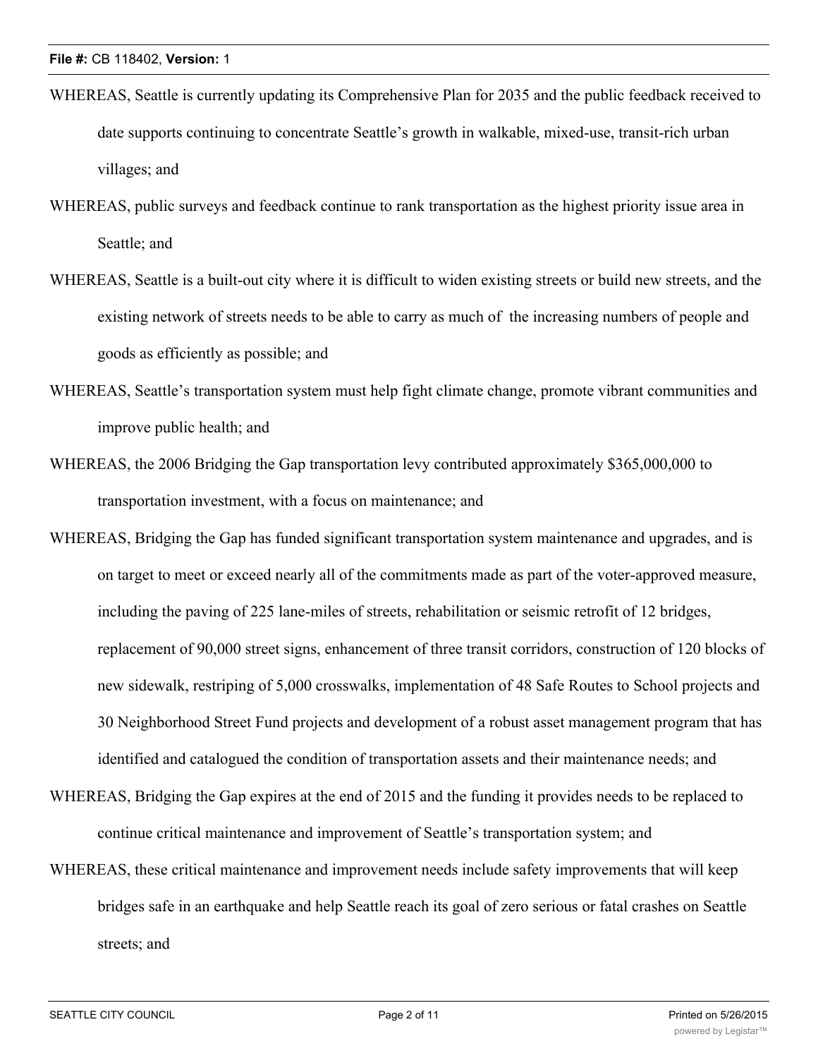WHEREAS, Seattle is currently updating its Comprehensive Plan for 2035 and the public feedback received to date supports continuing to concentrate Seattle's growth in walkable, mixed-use, transit-rich urban villages; and

WHEREAS, public surveys and feedback continue to rank transportation as the highest priority issue area in Seattle; and

WHEREAS, Seattle is a built-out city where it is difficult to widen existing streets or build new streets, and the existing network of streets needs to be able to carry as much of the increasing numbers of people and goods as efficiently as possible; and

WHEREAS, Seattle's transportation system must help fight climate change, promote vibrant communities and improve public health; and

WHEREAS, the 2006 Bridging the Gap transportation levy contributed approximately $365,000,000 to transportation investment, with a focus on maintenance; and

WHEREAS, Bridging the Gap has funded significant transportation system maintenance and upgrades, and is on target to meet or exceed nearly all of the commitments made as part of the voter-approved measure, including the paving of 225 lane-miles of streets, rehabilitation or seismic retrofit of 12 bridges, replacement of 90,000 street signs, enhancement of three transit corridors, construction of 120 blocks of new sidewalk, restriping of 5,000 crosswalks, implementation of 48 Safe Routes to School projects and 30 Neighborhood Street Fund projects and development of a robust asset management program that has identified and catalogued the condition of transportation assets and their maintenance needs; and

WHEREAS, Bridging the Gap expires at the end of 2015 and the funding it provides needs to be replaced to continue critical maintenance and improvement of Seattle's transportation system; and

WHEREAS, these critical maintenance and improvement needs include safety improvements that will keep bridges safe in an earthquake and help Seattle reach its goal of zero serious or fatal crashes on Seattle streets; and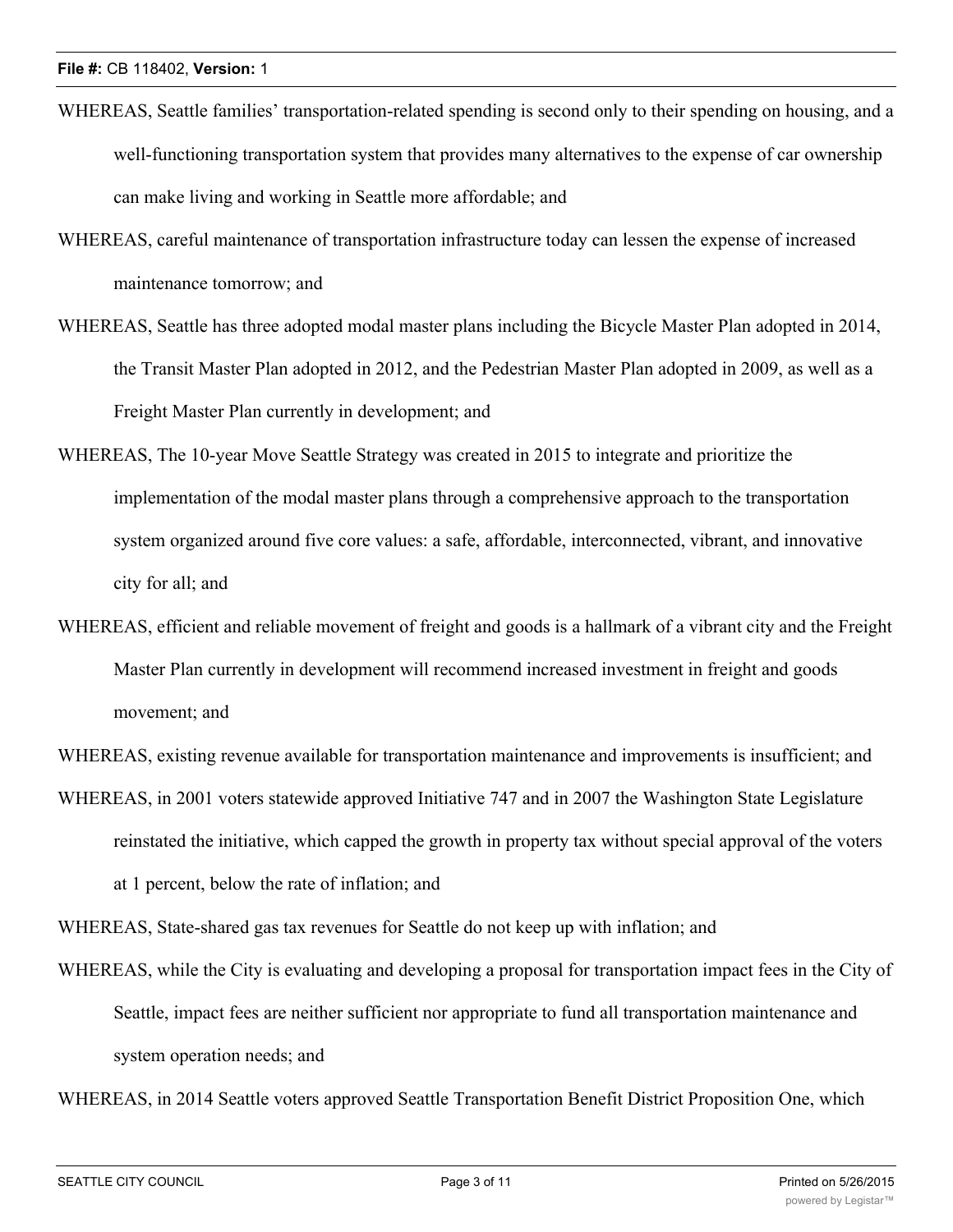WHEREAS, Seattle families' transportation-related spending is second only to their spending on housing, and a well-functioning transportation system that provides many alternatives to the expense of car ownership can make living and working in Seattle more affordable; and

WHEREAS, careful maintenance of transportation infrastructure today can lessen the expense of increased maintenance tomorrow; and

WHEREAS, Seattle has three adopted modal master plans including the Bicycle Master Plan adopted in 2014, the Transit Master Plan adopted in 2012, and the Pedestrian Master Plan adopted in 2009, as well as a Freight Master Plan currently in development; and

WHEREAS, The 10-year Move Seattle Strategy was created in 2015 to integrate and prioritize the implementation of the modal master plans through a comprehensive approach to the transportation system organized around five core values: a safe, affordable, interconnected, vibrant, and innovative city for all; and

WHEREAS, efficient and reliable movement of freight and goods is a hallmark of a vibrant city and the Freight Master Plan currently in development will recommend increased investment in freight and goods movement; and

WHEREAS, existing revenue available for transportation maintenance and improvements is insufficient; and

WHEREAS, in 2001 voters statewide approved Initiative 747 and in 2007 the Washington State Legislature reinstated the initiative, which capped the growth in property tax without special approval of the voters at 1 percent, below the rate of inflation; and

WHEREAS, State-shared gas tax revenues for Seattle do not keep up with inflation; and

WHEREAS, while the City is evaluating and developing a proposal for transportation impact fees in the City of Seattle, impact fees are neither sufficient nor appropriate to fund all transportation maintenance and system operation needs; and

WHEREAS, in 2014 Seattle voters approved Seattle Transportation Benefit District Proposition One, which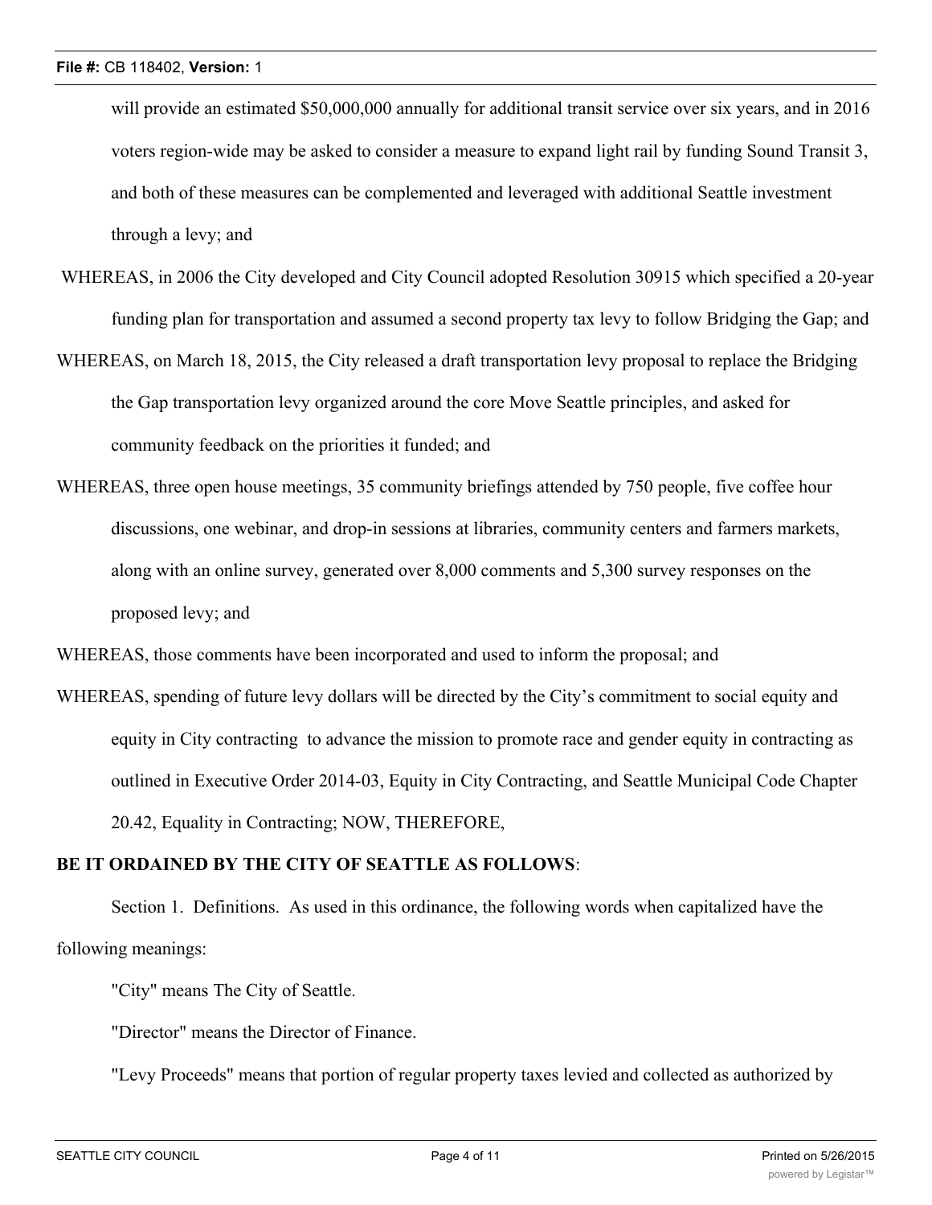will provide an estimated $50,000,000 annually for additional transit service over six years, and in 2016 voters region-wide may be asked to consider a measure to expand light rail by funding Sound Transit 3, and both of these measures can be complemented and leveraged with additional Seattle investment through a levy; and

WHEREAS, in 2006 the City developed and City Council adopted Resolution 30915 which specified a 20-year funding plan for transportation and assumed a second property tax levy to follow Bridging the Gap; and

WHEREAS, on March 18, 2015, the City released a draft transportation levy proposal to replace the Bridging the Gap transportation levy organized around the core Move Seattle principles, and asked for community feedback on the priorities it funded; and

WHEREAS, three open house meetings, 35 community briefings attended by 750 people, five coffee hour discussions, one webinar, and drop-in sessions at libraries, community centers and farmers markets, along with an online survey, generated over 8,000 comments and 5,300 survey responses on the proposed levy; and

WHEREAS, those comments have been incorporated and used to inform the proposal; and

WHEREAS, spending of future levy dollars will be directed by the City's commitment to social equity and equity in City contracting to advance the mission to promote race and gender equity in contracting as outlined in Executive Order 2014-03, Equity in City Contracting, and Seattle Municipal Code Chapter 20.42, Equality in Contracting; NOW, THEREFORE,

**BE IT ORDAINED BY THE CITY OF SEATTLE AS FOLLOWS**:

Section 1. Definitions. As used in this ordinance, the following words when capitalized have the following meanings:

"City" means The City of Seattle.

"Director" means the Director of Finance.

"Levy Proceeds" means that portion of regular property taxes levied and collected as authorized by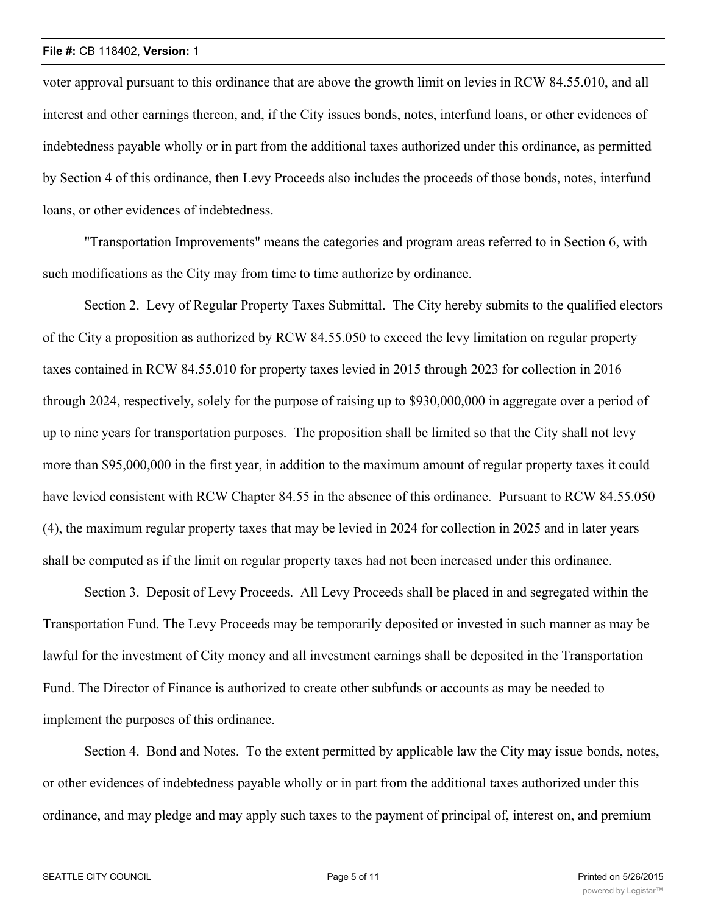voter approval pursuant to this ordinance that are above the growth limit on levies in RCW 84.55.010, and all interest and other earnings thereon, and, if the City issues bonds, notes, interfund loans, or other evidences of indebtedness payable wholly or in part from the additional taxes authorized under this ordinance, as permitted by Section 4 of this ordinance, then Levy Proceeds also includes the proceeds of those bonds, notes, interfund loans, or other evidences of indebtedness.

"Transportation Improvements" means the categories and program areas referred to in Section 6, with such modifications as the City may from time to time authorize by ordinance.

Section 2. Levy of Regular Property Taxes Submittal. The City hereby submits to the qualified electors of the City a proposition as authorized by RCW 84.55.050 to exceed the levy limitation on regular property taxes contained in RCW 84.55.010 for property taxes levied in 2015 through 2023 for collection in 2016 through 2024, respectively, solely for the purpose of raising up to $930,000,000 in aggregate over a period of up to nine years for transportation purposes. The proposition shall be limited so that the City shall not levy more than $95,000,000 in the first year, in addition to the maximum amount of regular property taxes it could have levied consistent with RCW Chapter 84.55 in the absence of this ordinance. Pursuant to RCW 84.55.050 (4), the maximum regular property taxes that may be levied in 2024 for collection in 2025 and in later years shall be computed as if the limit on regular property taxes had not been increased under this ordinance.

Section 3. Deposit of Levy Proceeds. All Levy Proceeds shall be placed in and segregated within the Transportation Fund. The Levy Proceeds may be temporarily deposited or invested in such manner as may be lawful for the investment of City money and all investment earnings shall be deposited in the Transportation Fund. The Director of Finance is authorized to create other subfunds or accounts as may be needed to implement the purposes of this ordinance.

Section 4. Bond and Notes. To the extent permitted by applicable law the City may issue bonds, notes, or other evidences of indebtedness payable wholly or in part from the additional taxes authorized under this ordinance, and may pledge and may apply such taxes to the payment of principal of, interest on, and premium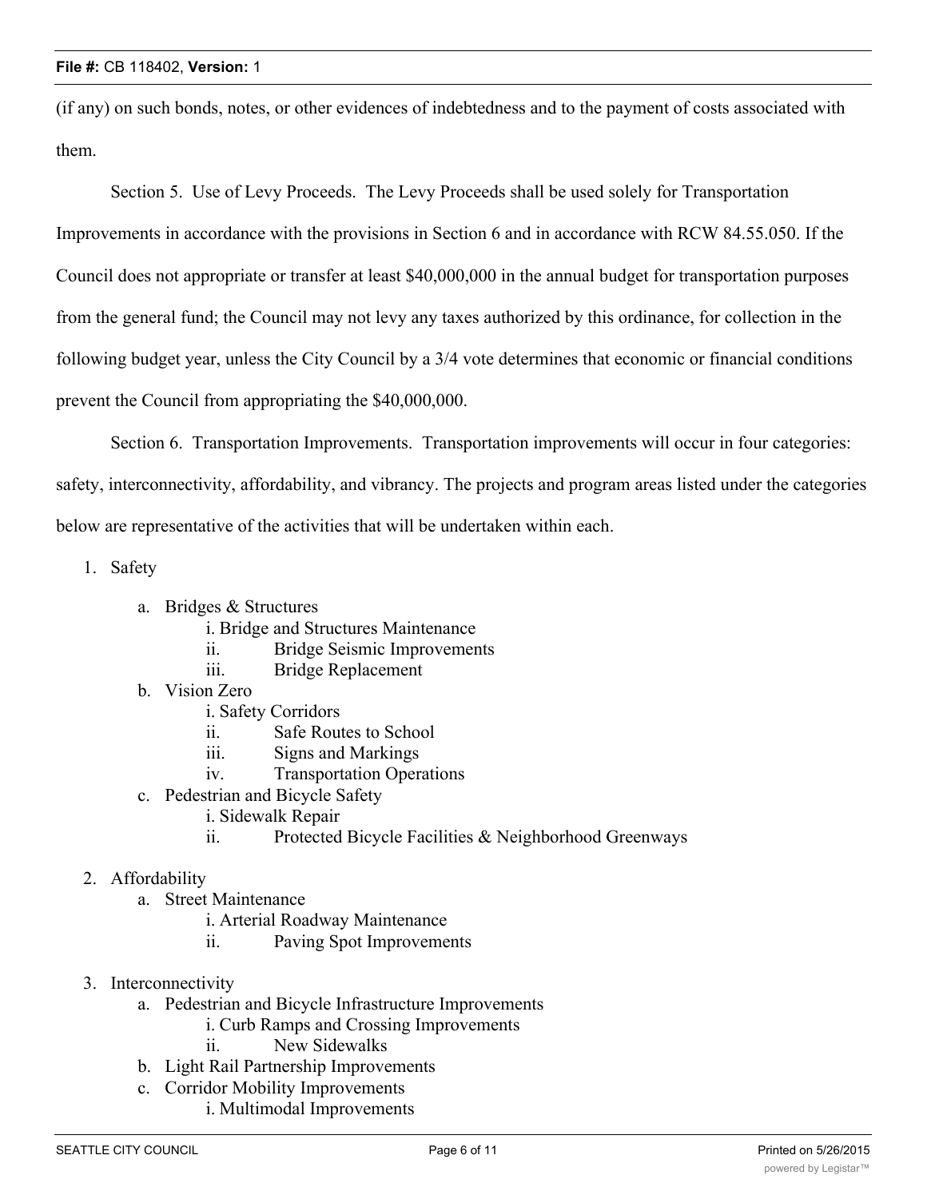(if any) on such bonds, notes, or other evidences of indebtedness and to the payment of costs associated with them.

Section 5. Use of Levy Proceeds. The Levy Proceeds shall be used solely for Transportation Improvements in accordance with the provisions in Section 6 and in accordance with RCW 84.55.050. If the Council does not appropriate or transfer at least $40,000,000 in the annual budget for transportation purposes from the general fund; the Council may not levy any taxes authorized by this ordinance, for collection in the following budget year, unless the City Council by a 3/4 vote determines that economic or financial conditions prevent the Council from appropriating the $40,000,000.

Section 6. Transportation Improvements. Transportation improvements will occur in four categories: safety, interconnectivity, affordability, and vibrancy. The projects and program areas listed under the categories below are representative of the activities that will be undertaken within each.

1. Safety
   a. Bridges & Structures
      i. Bridge and Structures Maintenance
      ii. Bridge Seismic Improvements
      iii. Bridge Replacement
   b. Vision Zero
      i. Safety Corridors
      ii. Safe Routes to School
      iii. Signs and Markings
      iv. Transportation Operations
   c. Pedestrian and Bicycle Safety
      i. Sidewalk Repair
      ii. Protected Bicycle Facilities & Neighborhood Greenways
2. Affordability
   a. Street Maintenance
      i. Arterial Roadway Maintenance
      ii. Paving Spot Improvements
3. Interconnectivity
   a. Pedestrian and Bicycle Infrastructure Improvements
      i. Curb Ramps and Crossing Improvements
      ii. New Sidewalks
   b. Light Rail Partnership Improvements
   c. Corridor Mobility Improvements
      i. Multimodal Improvements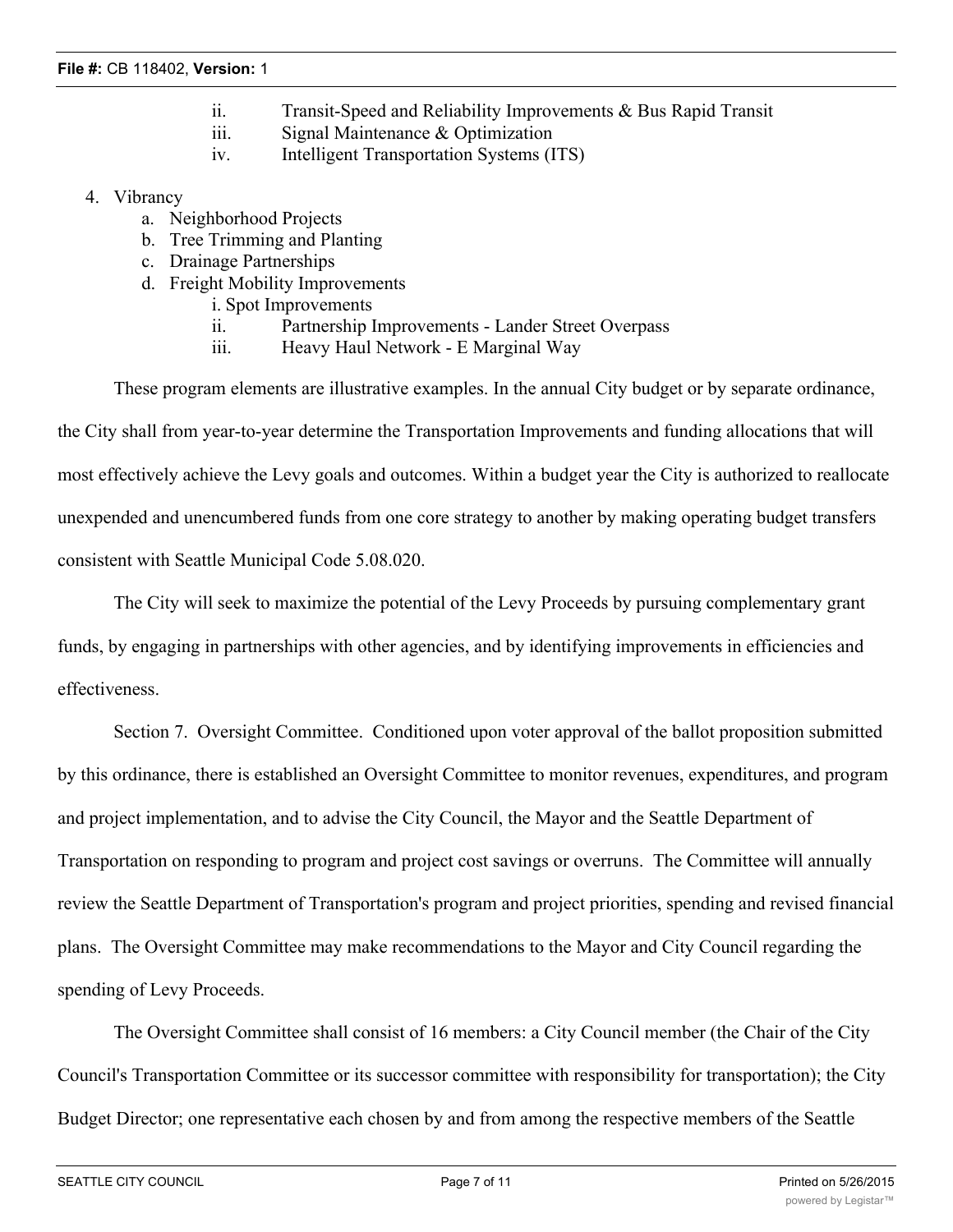ii. Transit-Speed and Reliability Improvements & Bus Rapid Transit
    iii. Signal Maintenance & Optimization
    iv. Intelligent Transportation Systems (ITS)

4. Vibrancy
    a. Neighborhood Projects
    b. Tree Trimming and Planting
    c. Drainage Partnerships
    d. Freight Mobility Improvements
        i. Spot Improvements
        ii. Partnership Improvements - Lander Street Overpass
        iii. Heavy Haul Network - E Marginal Way

These program elements are illustrative examples. In the annual City budget or by separate ordinance, the City shall from year-to-year determine the Transportation Improvements and funding allocations that will most effectively achieve the Levy goals and outcomes. Within a budget year the City is authorized to reallocate unexpended and unencumbered funds from one core strategy to another by making operating budget transfers consistent with Seattle Municipal Code 5.08.020.

The City will seek to maximize the potential of the Levy Proceeds by pursuing complementary grant funds, by engaging in partnerships with other agencies, and by identifying improvements in efficiencies and effectiveness.

Section 7. Oversight Committee. Conditioned upon voter approval of the ballot proposition submitted by this ordinance, there is established an Oversight Committee to monitor revenues, expenditures, and program and project implementation, and to advise the City Council, the Mayor and the Seattle Department of Transportation on responding to program and project cost savings or overruns. The Committee will annually review the Seattle Department of Transportation's program and project priorities, spending and revised financial plans. The Oversight Committee may make recommendations to the Mayor and City Council regarding the spending of Levy Proceeds.

The Oversight Committee shall consist of 16 members: a City Council member (the Chair of the City Council's Transportation Committee or its successor committee with responsibility for transportation); the City Budget Director; one representative each chosen by and from among the respective members of the Seattle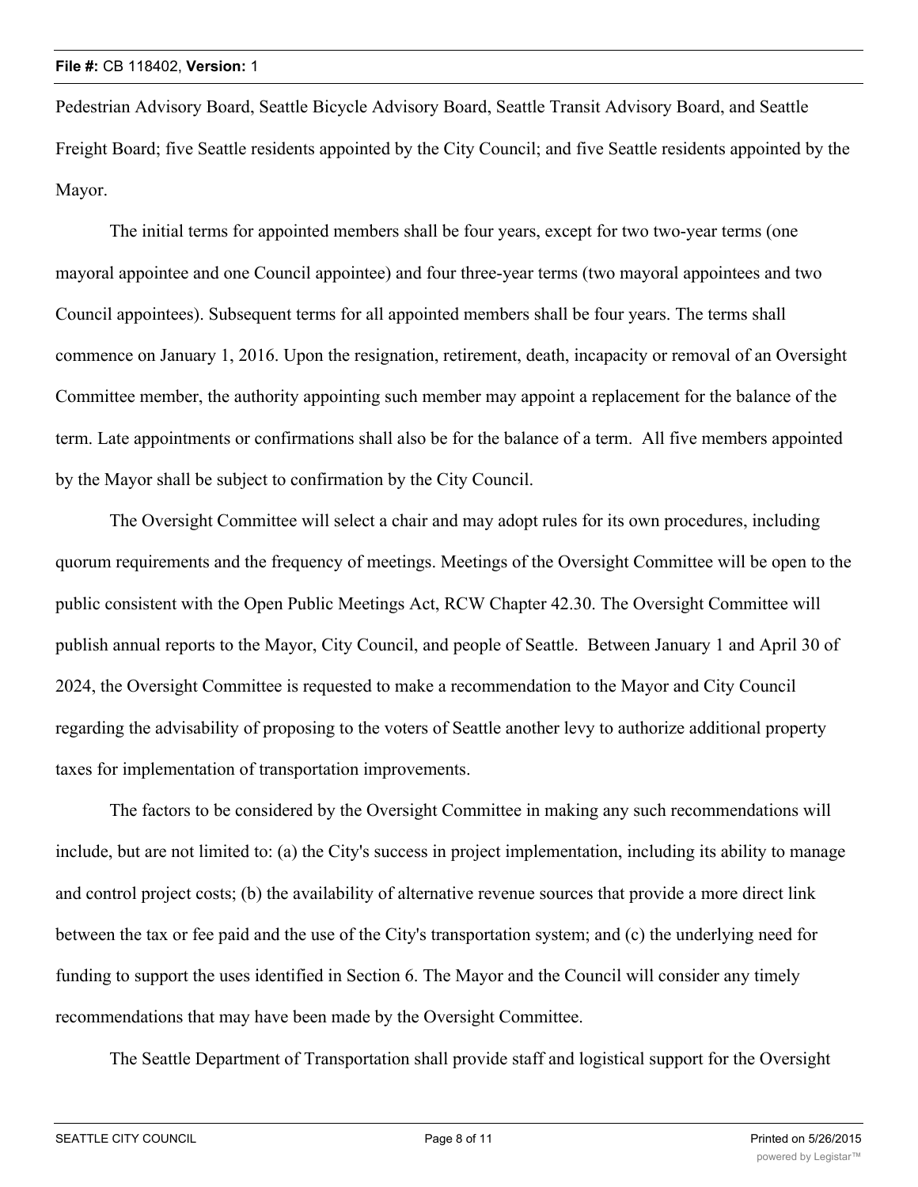Pedestrian Advisory Board, Seattle Bicycle Advisory Board, Seattle Transit Advisory Board, and Seattle Freight Board; five Seattle residents appointed by the City Council; and five Seattle residents appointed by the Mayor.

The initial terms for appointed members shall be four years, except for two two-year terms (one mayoral appointee and one Council appointee) and four three-year terms (two mayoral appointees and two Council appointees). Subsequent terms for all appointed members shall be four years. The terms shall commence on January 1, 2016. Upon the resignation, retirement, death, incapacity or removal of an Oversight Committee member, the authority appointing such member may appoint a replacement for the balance of the term. Late appointments or confirmations shall also be for the balance of a term. All five members appointed by the Mayor shall be subject to confirmation by the City Council.

The Oversight Committee will select a chair and may adopt rules for its own procedures, including quorum requirements and the frequency of meetings. Meetings of the Oversight Committee will be open to the public consistent with the Open Public Meetings Act, RCW Chapter 42.30. The Oversight Committee will publish annual reports to the Mayor, City Council, and people of Seattle. Between January 1 and April 30 of 2024, the Oversight Committee is requested to make a recommendation to the Mayor and City Council regarding the advisability of proposing to the voters of Seattle another levy to authorize additional property taxes for implementation of transportation improvements.

The factors to be considered by the Oversight Committee in making any such recommendations will include, but are not limited to: (a) the City's success in project implementation, including its ability to manage and control project costs; (b) the availability of alternative revenue sources that provide a more direct link between the tax or fee paid and the use of the City's transportation system; and (c) the underlying need for funding to support the uses identified in Section 6. The Mayor and the Council will consider any timely recommendations that may have been made by the Oversight Committee.

The Seattle Department of Transportation shall provide staff and logistical support for the Oversight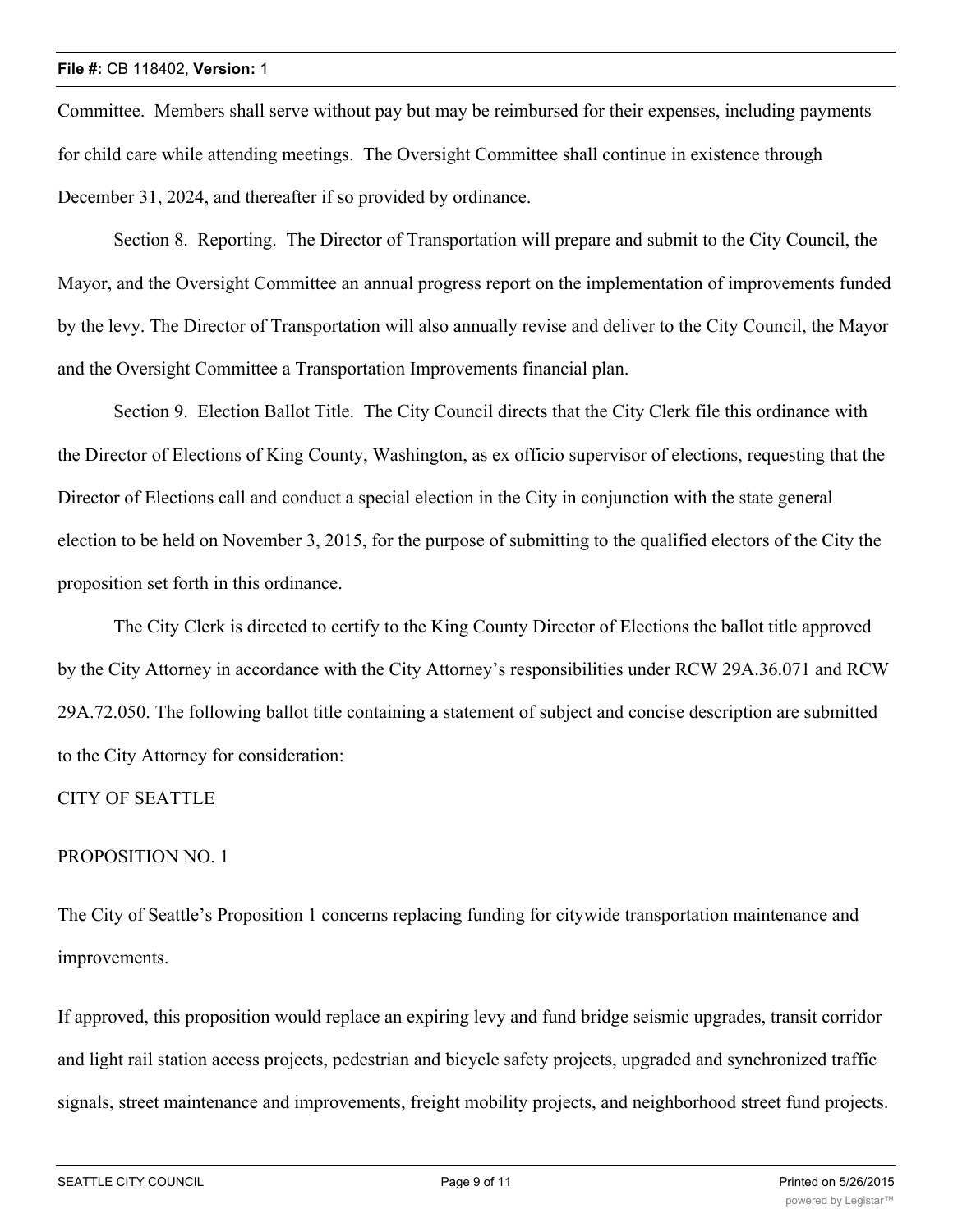Committee. Members shall serve without pay but may be reimbursed for their expenses, including payments for child care while attending meetings. The Oversight Committee shall continue in existence through December 31, 2024, and thereafter if so provided by ordinance.

Section 8. Reporting. The Director of Transportation will prepare and submit to the City Council, the Mayor, and the Oversight Committee an annual progress report on the implementation of improvements funded by the levy. The Director of Transportation will also annually revise and deliver to the City Council, the Mayor and the Oversight Committee a Transportation Improvements financial plan.

Section 9. Election Ballot Title. The City Council directs that the City Clerk file this ordinance with the Director of Elections of King County, Washington, as ex officio supervisor of elections, requesting that the Director of Elections call and conduct a special election in the City in conjunction with the state general election to be held on November 3, 2015, for the purpose of submitting to the qualified electors of the City the proposition set forth in this ordinance.

The City Clerk is directed to certify to the King County Director of Elections the ballot title approved by the City Attorney in accordance with the City Attorney's responsibilities under RCW 29A.36.071 and RCW 29A.72.050. The following ballot title containing a statement of subject and concise description are submitted to the City Attorney for consideration:

CITY OF SEATTLE

PROPOSITION NO. 1

The City of Seattle's Proposition 1 concerns replacing funding for citywide transportation maintenance and improvements.

If approved, this proposition would replace an expiring levy and fund bridge seismic upgrades, transit corridor and light rail station access projects, pedestrian and bicycle safety projects, upgraded and synchronized traffic signals, street maintenance and improvements, freight mobility projects, and neighborhood street fund projects.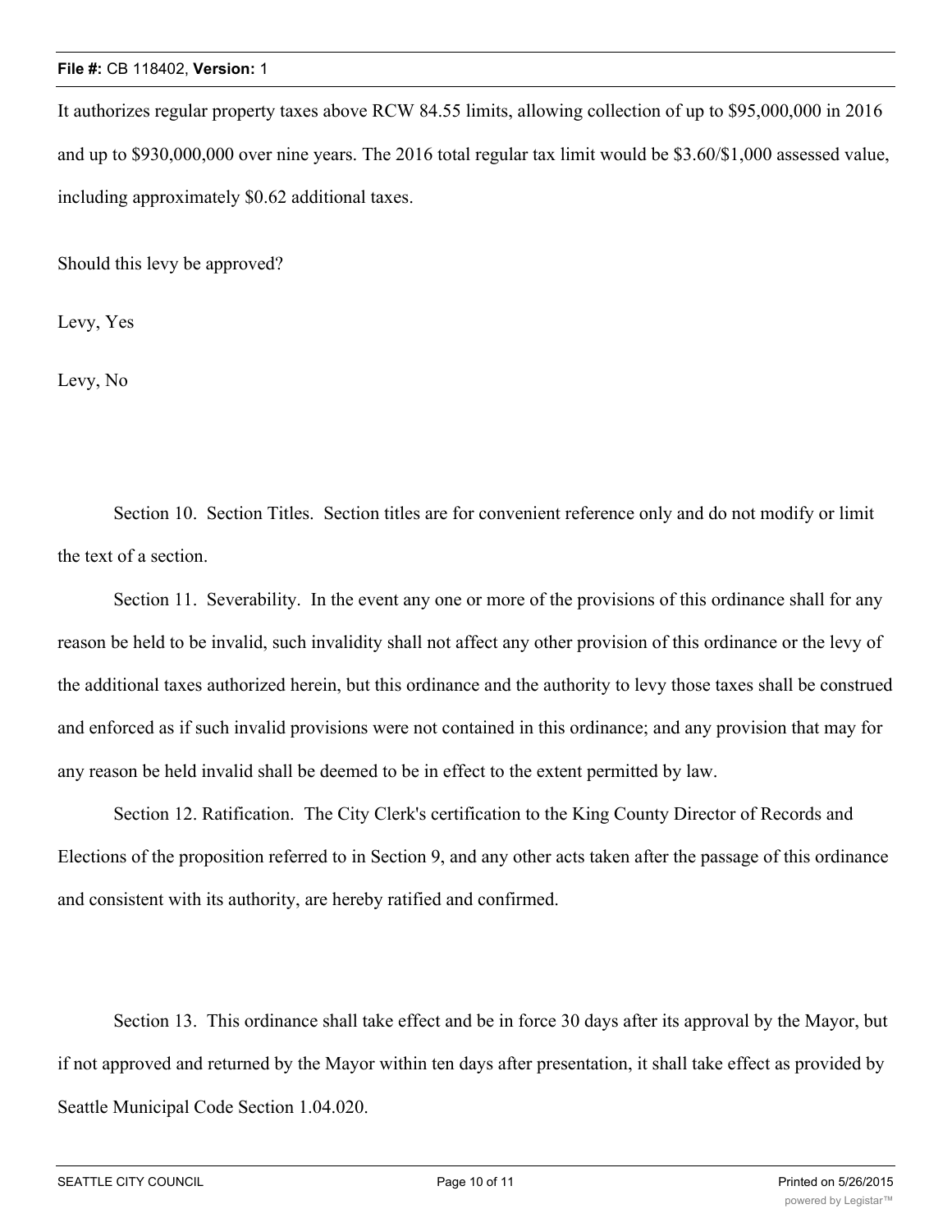It authorizes regular property taxes above RCW 84.55 limits, allowing collection of up to $95,000,000 in 2016 and up to $930,000,000 over nine years. The 2016 total regular tax limit would be $3.60/$1,000 assessed value, including approximately $0.62 additional taxes.

Should this levy be approved?

Levy, Yes

Levy, No

Section 10. Section Titles. Section titles are for convenient reference only and do not modify or limit the text of a section.

Section 11. Severability. In the event any one or more of the provisions of this ordinance shall for any reason be held to be invalid, such invalidity shall not affect any other provision of this ordinance or the levy of the additional taxes authorized herein, but this ordinance and the authority to levy those taxes shall be construed and enforced as if such invalid provisions were not contained in this ordinance; and any provision that may for any reason be held invalid shall be deemed to be in effect to the extent permitted by law.

Section 12. Ratification. The City Clerk's certification to the King County Director of Records and Elections of the proposition referred to in Section 9, and any other acts taken after the passage of this ordinance and consistent with its authority, are hereby ratified and confirmed.

Section 13. This ordinance shall take effect and be in force 30 days after its approval by the Mayor, but if not approved and returned by the Mayor within ten days after presentation, it shall take effect as provided by Seattle Municipal Code Section 1.04.020.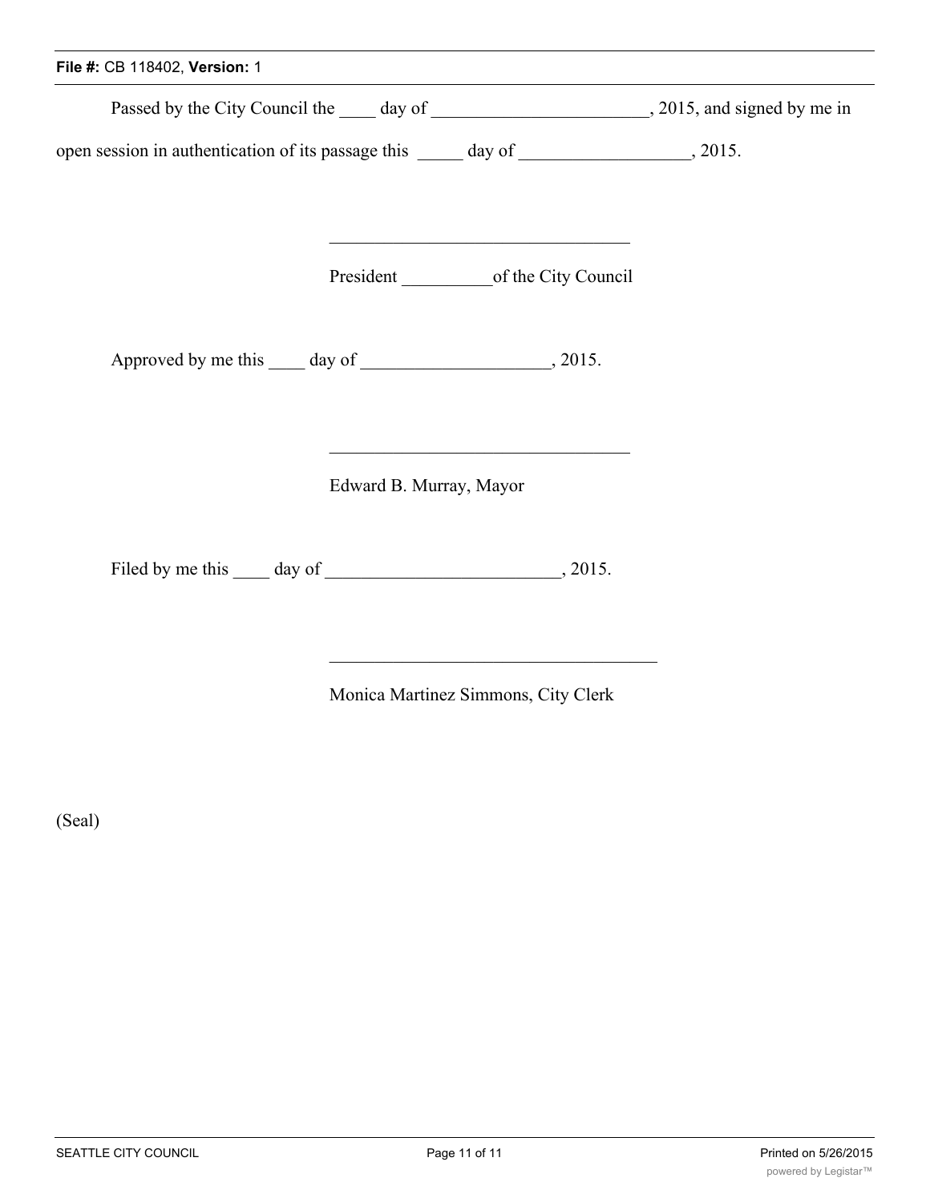Passed by the City Council the ____ day of ________________________, 2015, and signed by me in open session in authentication of its passage this _____ day of __________________, 2015.

_________________________________

President __________of the City Council

Approved by me this ____ day of ____________________, 2015.

_________________________________

Edward B. Murray, Mayor

Filed by me this ____ day of _________________________, 2015.

____________________________________

Monica Martinez Simmons, City Clerk

(Seal)